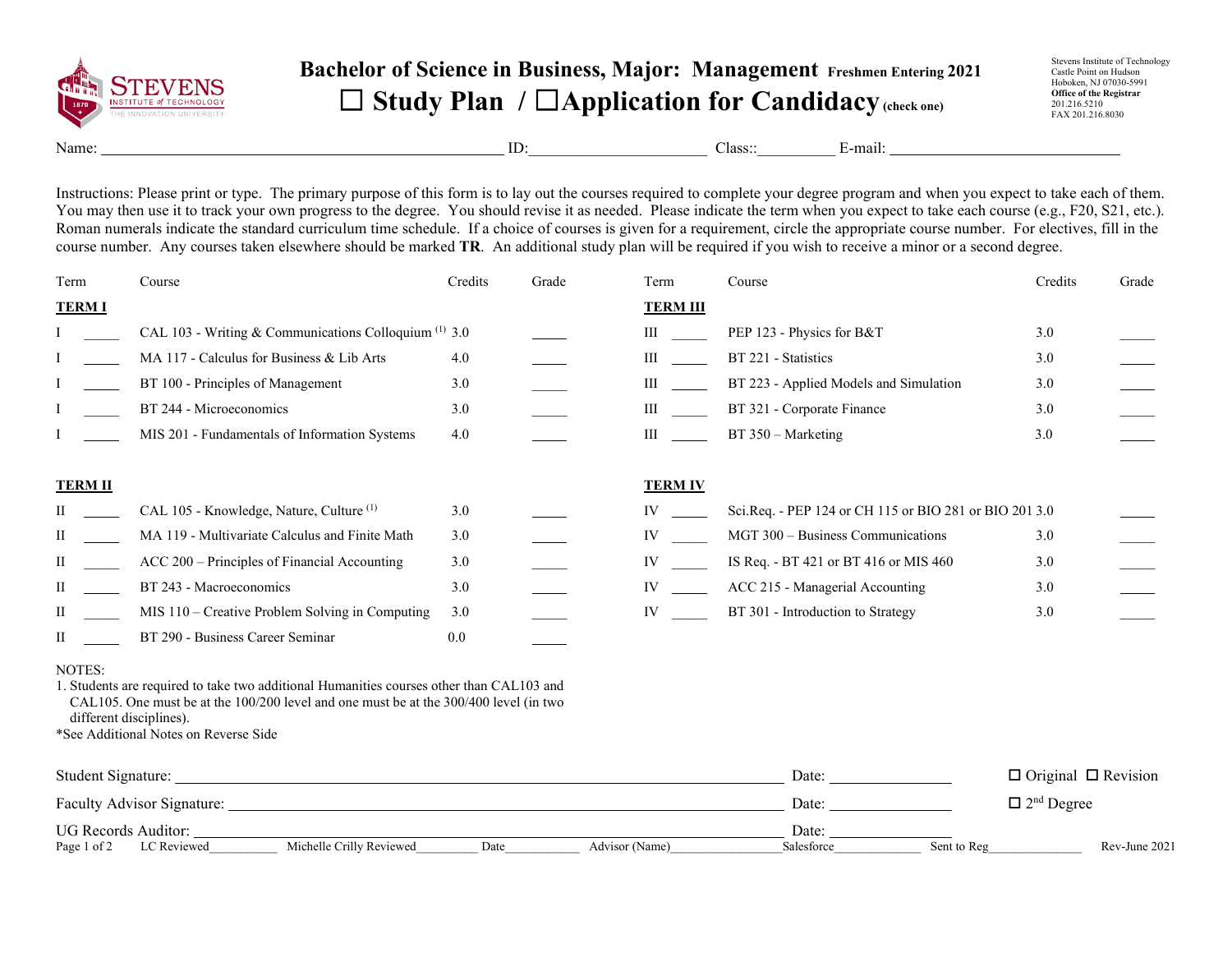# Bachelor of Science in Business, Major: Management Freshmen Entering 2021

## ☐ Study Plan / ☐ Application for Candidacy (check one)

Stevens Institute of Technology
Castle Point on Hudson
Hoboken, NJ 07030-5991
**Office of the Registrar**
201.216.5210
FAX 201.216.8030

Name: ______________________ ID: ______________________ Class:: __________ E-mail: ______________________

Instructions: Please print or type. The primary purpose of this form is to lay out the courses required to complete your degree program and when you expect to take each of them. You may then use it to track your own progress to the degree. You should revise it as needed. Please indicate the term when you expect to take each course (e.g., F20, S21, etc.). Roman numerals indicate the standard curriculum time schedule. If a choice of courses is given for a requirement, circle the appropriate course number. For electives, fill in the course number. Any courses taken elsewhere should be marked **TR**. An additional study plan will be required if you wish to receive a minor or a second degree.

| Term | | Course | Credits | Grade |
|---|---|---|---|---|
| **TERM I** | | | | |
| I | _____ | CAL 103 - Writing & Communications Colloquium [1] | 3.0 | _____ |
| I | _____ | MA 117 - Calculus for Business & Lib Arts | 4.0 | _____ |
| I | _____ | BT 100 - Principles of Management | 3.0 | _____ |
| I | _____ | BT 244 - Microeconomics | 3.0 | _____ |
| I | _____ | MIS 201 - Fundamentals of Information Systems | 4.0 | _____ |
| **TERM II** | | | | |
| II | _____ | CAL 105 - Knowledge, Nature, Culture [1] | 3.0 | _____ |
| II | _____ | MA 119 - Multivariate Calculus and Finite Math | 3.0 | _____ |
| II | _____ | ACC 200 – Principles of Financial Accounting | 3.0 | _____ |
| II | _____ | BT 243 - Macroeconomics | 3.0 | _____ |
| II | _____ | MIS 110 – Creative Problem Solving in Computing | 3.0 | _____ |
| II | _____ | BT 290 - Business Career Seminar | 0.0 | _____ |
| **TERM III** | | | | |
| III | _____ | PEP 123 - Physics for B&T | 3.0 | _____ |
| III | _____ | BT 221 - Statistics | 3.0 | _____ |
| III | _____ | BT 223 - Applied Models and Simulation | 3.0 | _____ |
| III | _____ | BT 321 - Corporate Finance | 3.0 | _____ |
| III | _____ | BT 350 – Marketing | 3.0 | _____ |
| **TERM IV** | | | | |
| IV | _____ | Sci.Req. - PEP 124 or CH 115 or BIO 281 or BIO 201 | 3.0 | _____ |
| IV | _____ | MGT 300 – Business Communications | 3.0 | _____ |
| IV | _____ | IS Req. - BT 421 or BT 416 or MIS 460 | 3.0 | _____ |
| IV | _____ | ACC 215 - Managerial Accounting | 3.0 | _____ |
| IV | _____ | BT 301 - Introduction to Strategy | 3.0 | _____ |

NOTES:

1. Students are required to take two additional Humanities courses other than CAL103 and CAL105. One must be at the 100/200 level and one must be at the 300/400 level (in two different disciplines).

*See Additional Notes on Reverse Side

Student Signature: ______________________ Date: __________ ☐ Original ☐ Revision

Faculty Advisor Signature: ______________________ Date: __________ ☐ 2nd Degree

UG Records Auditor: ______________________ Date: __________

LC Reviewed__________ Michelle Crilly Reviewed_________ Date___________ Advisor (Name)________________ Salesforce_____________ Sent to Reg______________ Rev-June 2021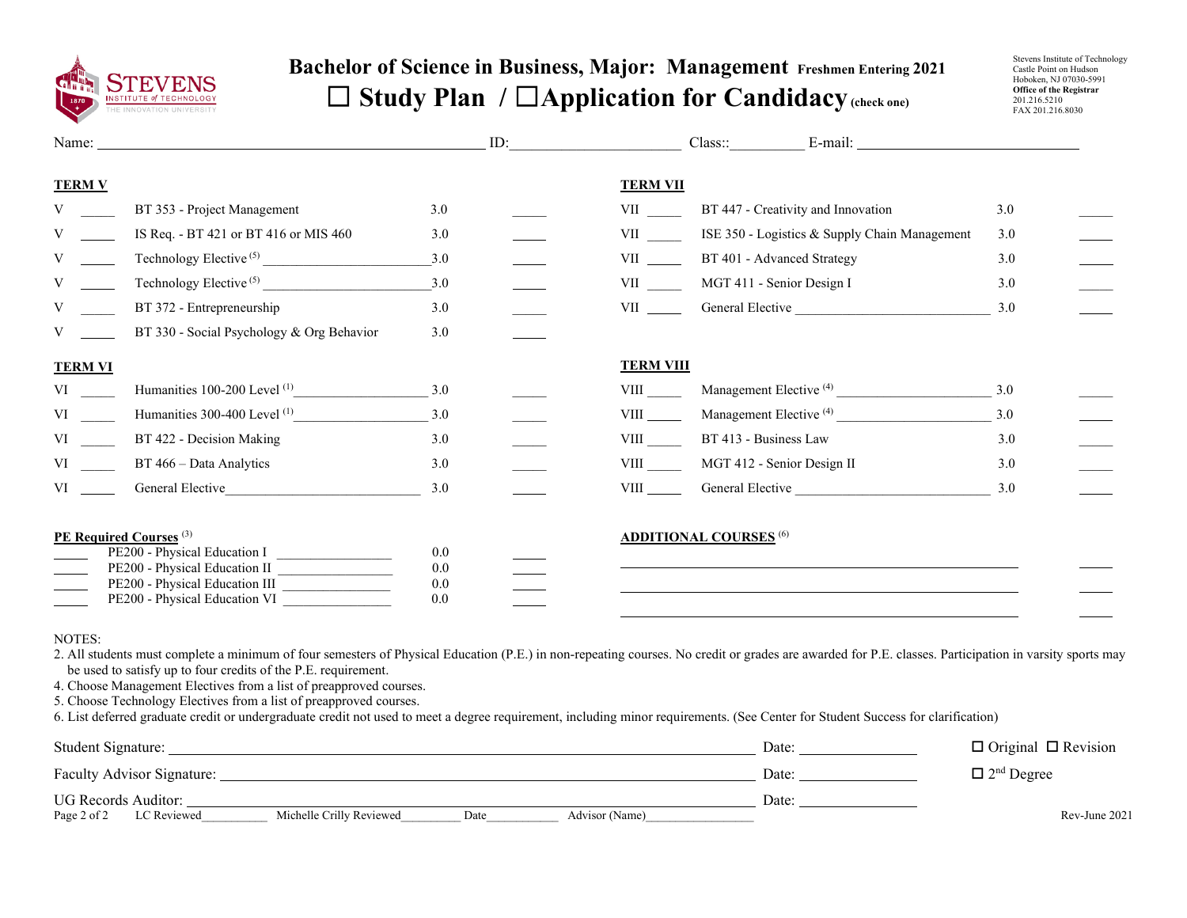# Bachelor of Science in Business, Major: Management Freshmen Entering 2021

## ☐ Study Plan / ☐ Application for Candidacy (check one)

Stevens Institute of Technology
Castle Point on Hudson
Hoboken, NJ 07030-5991
**Office of the Registrar**
201.216.5210
FAX 201.216.8030

Name: ______________________ ID: ______________ Class:: __________ E-mail: ______________________

**TERM V**

| | | | | |
|---|---|---|---|---|
| V | _____ | BT 353 - Project Management | 3.0 | _____ |
| V | _____ | IS Req. - BT 421 or BT 416 or MIS 460 | 3.0 | _____ |
| V | _____ | Technology Elective [5] ______________ | 3.0 | _____ |
| V | _____ | Technology Elective [5] ______________ | 3.0 | _____ |
| V | _____ | BT 372 - Entrepreneurship | 3.0 | _____ |
| V | _____ | BT 330 - Social Psychology & Org Behavior | 3.0 | _____ |

**TERM VI**

| | | | | |
|---|---|---|---|---|
| VI | _____ | Humanities 100-200 Level [1] ______________ | 3.0 | _____ |
| VI | _____ | Humanities 300-400 Level [1] ______________ | 3.0 | _____ |
| VI | _____ | BT 422 - Decision Making | 3.0 | _____ |
| VI | _____ | BT 466 – Data Analytics | 3.0 | _____ |
| VI | _____ | General Elective ______________ | 3.0 | _____ |

**TERM VII**

| | | | | |
|---|---|---|---|---|
| VII | _____ | BT 447 - Creativity and Innovation | 3.0 | _____ |
| VII | _____ | ISE 350 - Logistics & Supply Chain Management | 3.0 | _____ |
| VII | _____ | BT 401 - Advanced Strategy | 3.0 | _____ |
| VII | _____ | MGT 411 - Senior Design I | 3.0 | _____ |
| VII | _____ | General Elective ______________ | 3.0 | _____ |

**TERM VIII**

| | | | | |
|---|---|---|---|---|
| VIII | _____ | Management Elective [4] ______________ | 3.0 | _____ |
| VIII | _____ | Management Elective [4] ______________ | 3.0 | _____ |
| VIII | _____ | BT 413 - Business Law | 3.0 | _____ |
| VIII | _____ | MGT 412 - Senior Design II | 3.0 | _____ |
| VIII | _____ | General Elective ______________ | 3.0 | _____ |

**PE Required Courses** [3]

| | | | |
|---|---|---|---|
| _____ | PE200 - Physical Education I ______________ | 0.0 | _____ |
| _____ | PE200 - Physical Education II ______________ | 0.0 | _____ |
| _____ | PE200 - Physical Education III ______________ | 0.0 | _____ |
| _____ | PE200 - Physical Education VI ______________ | 0.0 | _____ |

**ADDITIONAL COURSES** [6]

| | |
|---|---|
| ______________________________ | _____ |
| ______________________________ | _____ |
| ______________________________ | _____ |

NOTES:
2. All students must complete a minimum of four semesters of Physical Education (P.E.) in non-repeating courses. No credit or grades are awarded for P.E. classes. Participation in varsity sports may be used to satisfy up to four credits of the P.E. requirement.
4. Choose Management Electives from a list of preapproved courses.
5. Choose Technology Electives from a list of preapproved courses.
6. List deferred graduate credit or undergraduate credit not used to meet a degree requirement, including minor requirements. (See Center for Student Success for clarification)

Student Signature: ______________________ Date: ______________ ☐ Original ☐ Revision

Faculty Advisor Signature: ______________________ Date: ______________ ☐ 2nd Degree

UG Records Auditor: ______________________ Date: ______________

LC Reviewed__________ Michelle Crilly Reviewed_________ Date___________ Advisor (Name)_________________

Rev-June 2021